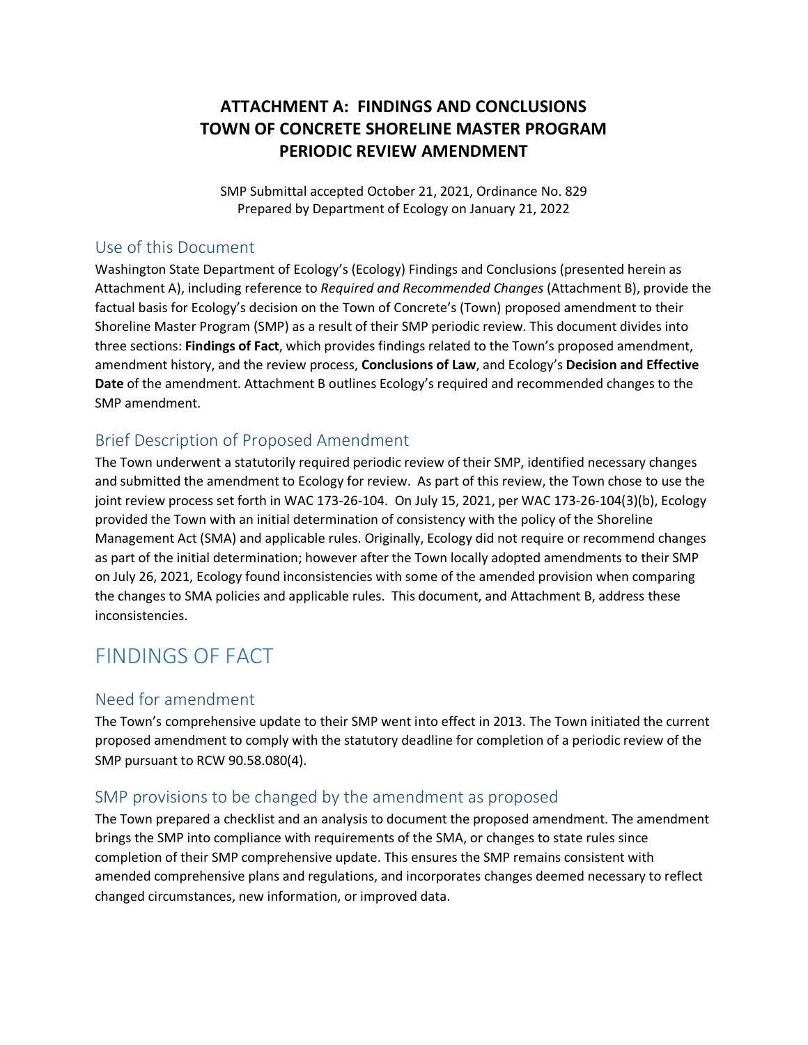# ATTACHMENT A: FINDINGS AND CONCLUSIONS
# TOWN OF CONCRETE SHORELINE MASTER PROGRAM
# PERIODIC REVIEW AMENDMENT

SMP Submittal accepted October 21, 2021, Ordinance No. 829
Prepared by Department of Ecology on January 21, 2022

## Use of this Document

Washington State Department of Ecology's (Ecology) Findings and Conclusions (presented herein as Attachment A), including reference to *Required and Recommended Changes* (Attachment B), provide the factual basis for Ecology's decision on the Town of Concrete's (Town) proposed amendment to their Shoreline Master Program (SMP) as a result of their SMP periodic review. This document divides into three sections: **Findings of Fact**, which provides findings related to the Town's proposed amendment, amendment history, and the review process, **Conclusions of Law**, and Ecology's **Decision and Effective Date** of the amendment. Attachment B outlines Ecology's required and recommended changes to the SMP amendment.

## Brief Description of Proposed Amendment

The Town underwent a statutorily required periodic review of their SMP, identified necessary changes and submitted the amendment to Ecology for review. As part of this review, the Town chose to use the joint review process set forth in WAC 173-26-104. On July 15, 2021, per WAC 173-26-104(3)(b), Ecology provided the Town with an initial determination of consistency with the policy of the Shoreline Management Act (SMA) and applicable rules. Originally, Ecology did not require or recommend changes as part of the initial determination; however after the Town locally adopted amendments to their SMP on July 26, 2021, Ecology found inconsistencies with some of the amended provision when comparing the changes to SMA policies and applicable rules. This document, and Attachment B, address these inconsistencies.

# FINDINGS OF FACT

## Need for amendment

The Town's comprehensive update to their SMP went into effect in 2013. The Town initiated the current proposed amendment to comply with the statutory deadline for completion of a periodic review of the SMP pursuant to RCW 90.58.080(4).

## SMP provisions to be changed by the amendment as proposed

The Town prepared a checklist and an analysis to document the proposed amendment. The amendment brings the SMP into compliance with requirements of the SMA, or changes to state rules since completion of their SMP comprehensive update. This ensures the SMP remains consistent with amended comprehensive plans and regulations, and incorporates changes deemed necessary to reflect changed circumstances, new information, or improved data.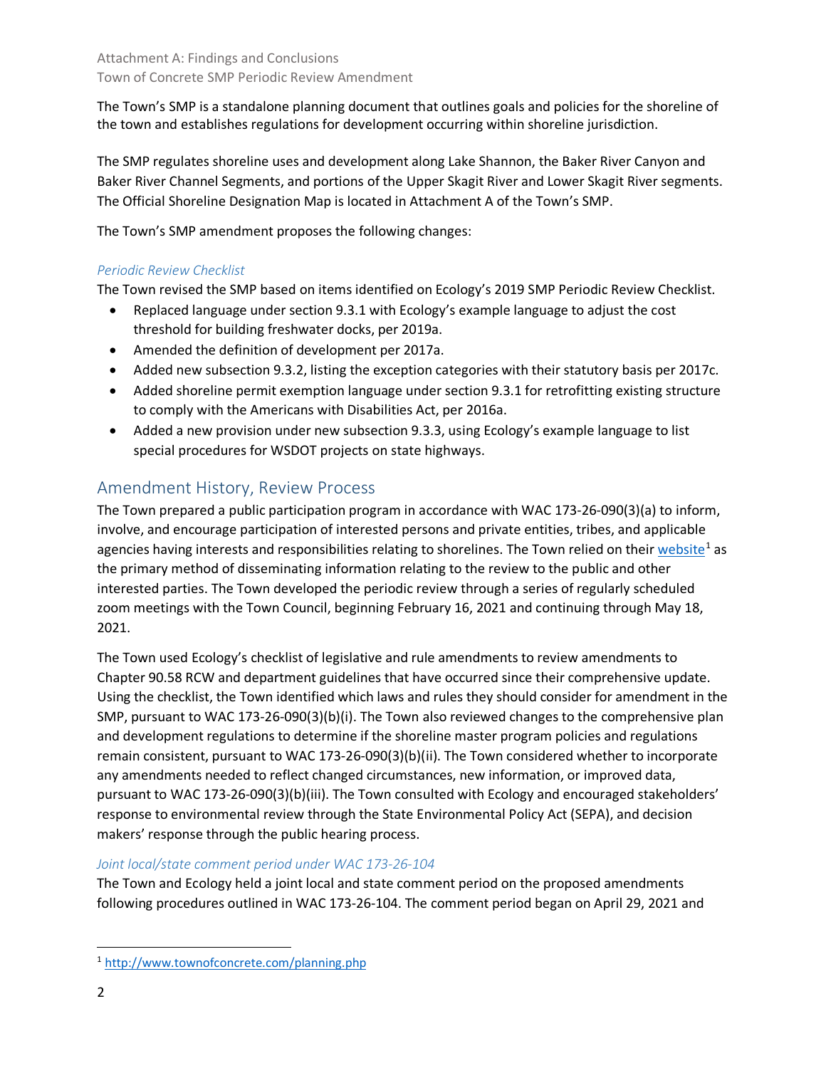The Town's SMP is a standalone planning document that outlines goals and policies for the shoreline of the town and establishes regulations for development occurring within shoreline jurisdiction.

The SMP regulates shoreline uses and development along Lake Shannon, the Baker River Canyon and Baker River Channel Segments, and portions of the Upper Skagit River and Lower Skagit River segments. The Official Shoreline Designation Map is located in Attachment A of the Town's SMP.

The Town's SMP amendment proposes the following changes:

### *Periodic Review Checklist*

The Town revised the SMP based on items identified on Ecology's 2019 SMP Periodic Review Checklist.

- Replaced language under section 9.3.1 with Ecology's example language to adjust the cost threshold for building freshwater docks, per 2019a.
- Amended the definition of development per 2017a.
- Added new subsection 9.3.2, listing the exception categories with their statutory basis per 2017c.
- Added shoreline permit exemption language under section 9.3.1 for retrofitting existing structure to comply with the Americans with Disabilities Act, per 2016a.
- Added a new provision under new subsection 9.3.3, using Ecology's example language to list special procedures for WSDOT projects on state highways.

## Amendment History, Review Process

The Town prepared a public participation program in accordance with WAC 173-26-090(3)(a) to inform, involve, and encourage participation of interested persons and private entities, tribes, and applicable agencies having interests and responsibilities relating to shorelines. The Town relied on their website[1] as the primary method of disseminating information relating to the review to the public and other interested parties. The Town developed the periodic review through a series of regularly scheduled zoom meetings with the Town Council, beginning February 16, 2021 and continuing through May 18, 2021.

The Town used Ecology's checklist of legislative and rule amendments to review amendments to Chapter 90.58 RCW and department guidelines that have occurred since their comprehensive update. Using the checklist, the Town identified which laws and rules they should consider for amendment in the SMP, pursuant to WAC 173-26-090(3)(b)(i). The Town also reviewed changes to the comprehensive plan and development regulations to determine if the shoreline master program policies and regulations remain consistent, pursuant to WAC 173-26-090(3)(b)(ii). The Town considered whether to incorporate any amendments needed to reflect changed circumstances, new information, or improved data, pursuant to WAC 173-26-090(3)(b)(iii). The Town consulted with Ecology and encouraged stakeholders' response to environmental review through the State Environmental Policy Act (SEPA), and decision makers' response through the public hearing process.

### *Joint local/state comment period under WAC 173-26-104*

The Town and Ecology held a joint local and state comment period on the proposed amendments following procedures outlined in WAC 173-26-104. The comment period began on April 29, 2021 and

[1] http://www.townofconcrete.com/planning.php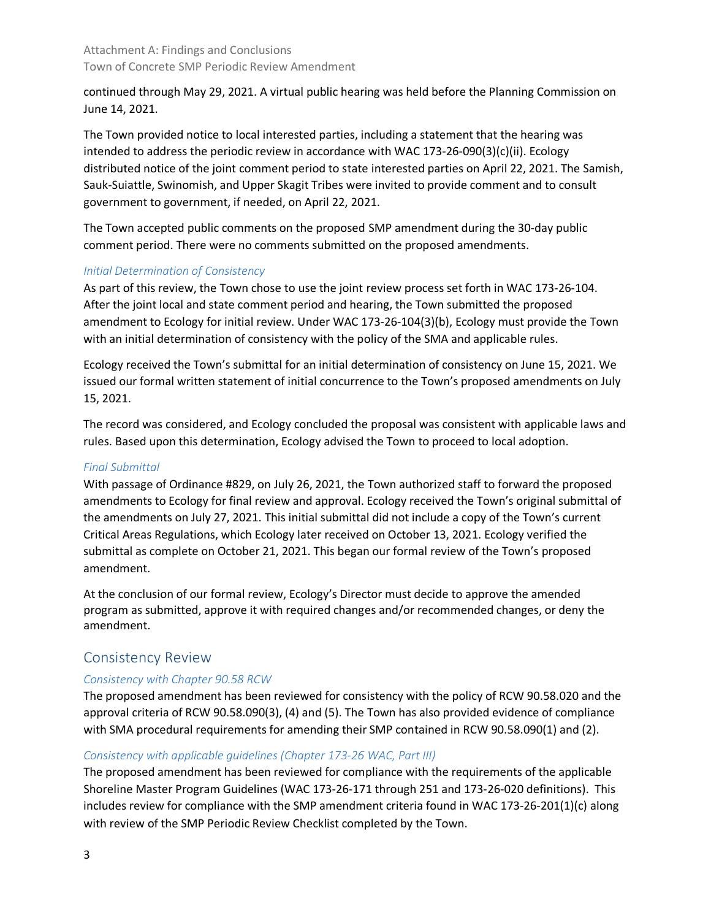continued through May 29, 2021. A virtual public hearing was held before the Planning Commission on June 14, 2021.

The Town provided notice to local interested parties, including a statement that the hearing was intended to address the periodic review in accordance with WAC 173-26-090(3)(c)(ii). Ecology distributed notice of the joint comment period to state interested parties on April 22, 2021. The Samish, Sauk-Suiattle, Swinomish, and Upper Skagit Tribes were invited to provide comment and to consult government to government, if needed, on April 22, 2021.

The Town accepted public comments on the proposed SMP amendment during the 30-day public comment period. There were no comments submitted on the proposed amendments.

### *Initial Determination of Consistency*

As part of this review, the Town chose to use the joint review process set forth in WAC 173-26-104. After the joint local and state comment period and hearing, the Town submitted the proposed amendment to Ecology for initial review. Under WAC 173-26-104(3)(b), Ecology must provide the Town with an initial determination of consistency with the policy of the SMA and applicable rules.

Ecology received the Town's submittal for an initial determination of consistency on June 15, 2021. We issued our formal written statement of initial concurrence to the Town's proposed amendments on July 15, 2021.

The record was considered, and Ecology concluded the proposal was consistent with applicable laws and rules. Based upon this determination, Ecology advised the Town to proceed to local adoption.

### *Final Submittal*

With passage of Ordinance #829, on July 26, 2021, the Town authorized staff to forward the proposed amendments to Ecology for final review and approval. Ecology received the Town's original submittal of the amendments on July 27, 2021. This initial submittal did not include a copy of the Town's current Critical Areas Regulations, which Ecology later received on October 13, 2021. Ecology verified the submittal as complete on October 21, 2021. This began our formal review of the Town's proposed amendment.

At the conclusion of our formal review, Ecology's Director must decide to approve the amended program as submitted, approve it with required changes and/or recommended changes, or deny the amendment.

## Consistency Review

### *Consistency with Chapter 90.58 RCW*

The proposed amendment has been reviewed for consistency with the policy of RCW 90.58.020 and the approval criteria of RCW 90.58.090(3), (4) and (5). The Town has also provided evidence of compliance with SMA procedural requirements for amending their SMP contained in RCW 90.58.090(1) and (2).

### *Consistency with applicable guidelines (Chapter 173-26 WAC, Part III)*

The proposed amendment has been reviewed for compliance with the requirements of the applicable Shoreline Master Program Guidelines (WAC 173-26-171 through 251 and 173-26-020 definitions). This includes review for compliance with the SMP amendment criteria found in WAC 173-26-201(1)(c) along with review of the SMP Periodic Review Checklist completed by the Town.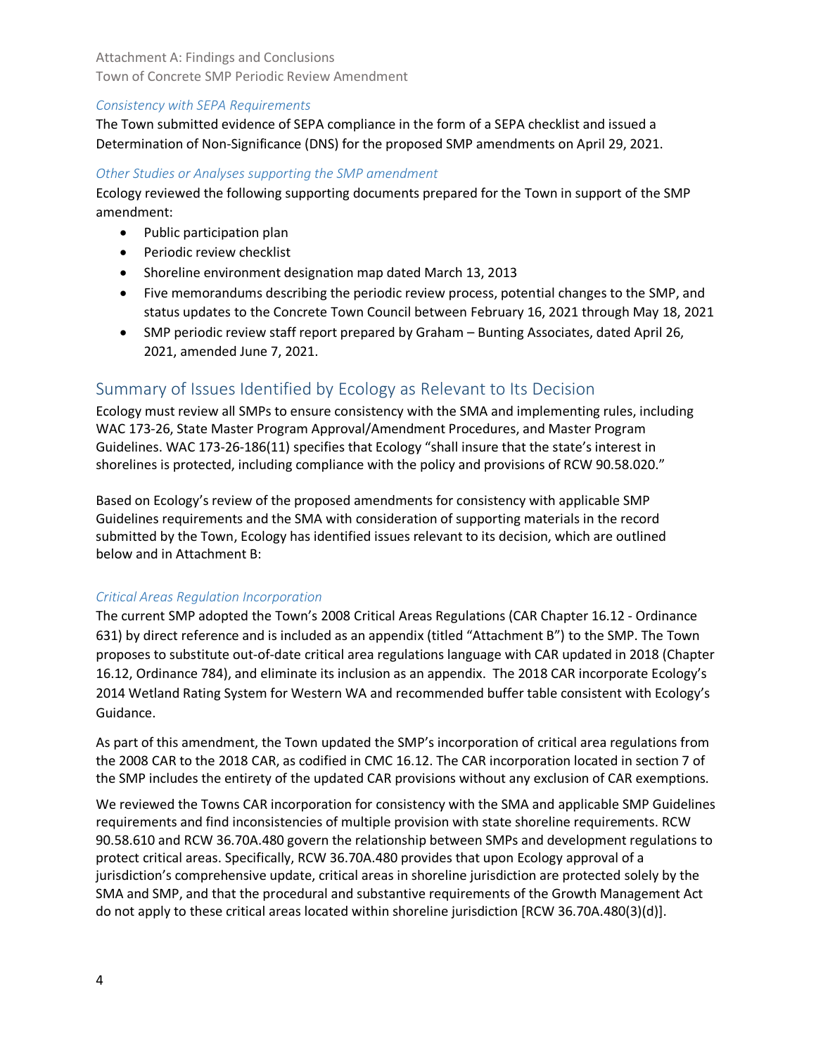### *Consistency with SEPA Requirements*

The Town submitted evidence of SEPA compliance in the form of a SEPA checklist and issued a Determination of Non-Significance (DNS) for the proposed SMP amendments on April 29, 2021.

### *Other Studies or Analyses supporting the SMP amendment*

Ecology reviewed the following supporting documents prepared for the Town in support of the SMP amendment:

- Public participation plan
- Periodic review checklist
- Shoreline environment designation map dated March 13, 2013
- Five memorandums describing the periodic review process, potential changes to the SMP, and status updates to the Concrete Town Council between February 16, 2021 through May 18, 2021
- SMP periodic review staff report prepared by Graham – Bunting Associates, dated April 26, 2021, amended June 7, 2021.

## Summary of Issues Identified by Ecology as Relevant to Its Decision

Ecology must review all SMPs to ensure consistency with the SMA and implementing rules, including WAC 173-26, State Master Program Approval/Amendment Procedures, and Master Program Guidelines. WAC 173-26-186(11) specifies that Ecology "shall insure that the state's interest in shorelines is protected, including compliance with the policy and provisions of RCW 90.58.020."

Based on Ecology's review of the proposed amendments for consistency with applicable SMP Guidelines requirements and the SMA with consideration of supporting materials in the record submitted by the Town, Ecology has identified issues relevant to its decision, which are outlined below and in Attachment B:

### *Critical Areas Regulation Incorporation*

The current SMP adopted the Town's 2008 Critical Areas Regulations (CAR Chapter 16.12 - Ordinance 631) by direct reference and is included as an appendix (titled "Attachment B") to the SMP. The Town proposes to substitute out-of-date critical area regulations language with CAR updated in 2018 (Chapter 16.12, Ordinance 784), and eliminate its inclusion as an appendix. The 2018 CAR incorporate Ecology's 2014 Wetland Rating System for Western WA and recommended buffer table consistent with Ecology's Guidance.

As part of this amendment, the Town updated the SMP's incorporation of critical area regulations from the 2008 CAR to the 2018 CAR, as codified in CMC 16.12. The CAR incorporation located in section 7 of the SMP includes the entirety of the updated CAR provisions without any exclusion of CAR exemptions.

We reviewed the Towns CAR incorporation for consistency with the SMA and applicable SMP Guidelines requirements and find inconsistencies of multiple provision with state shoreline requirements. RCW 90.58.610 and RCW 36.70A.480 govern the relationship between SMPs and development regulations to protect critical areas. Specifically, RCW 36.70A.480 provides that upon Ecology approval of a jurisdiction's comprehensive update, critical areas in shoreline jurisdiction are protected solely by the SMA and SMP, and that the procedural and substantive requirements of the Growth Management Act do not apply to these critical areas located within shoreline jurisdiction [RCW 36.70A.480(3)(d)].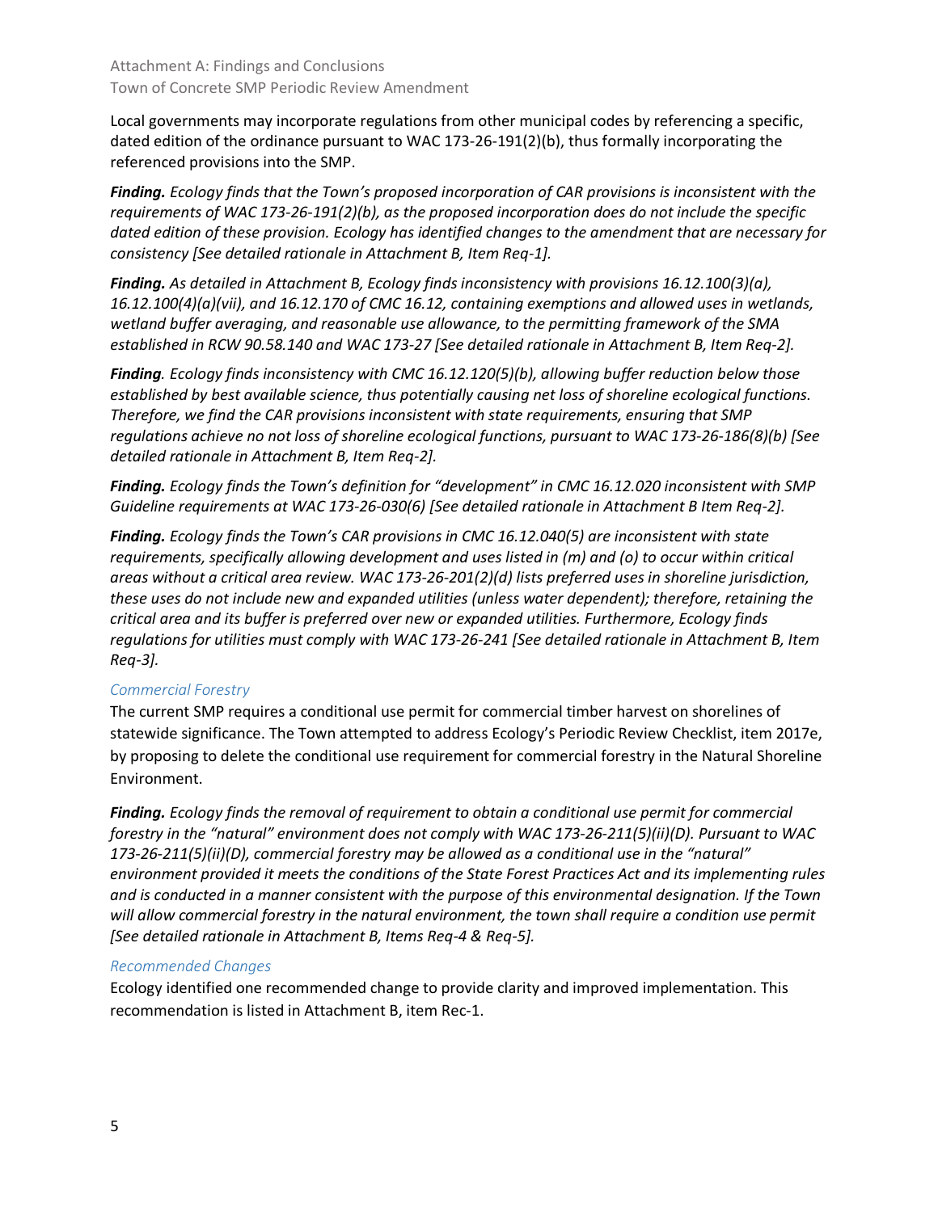Local governments may incorporate regulations from other municipal codes by referencing a specific, dated edition of the ordinance pursuant to WAC 173-26-191(2)(b), thus formally incorporating the referenced provisions into the SMP.

***Finding.*** *Ecology finds that the Town's proposed incorporation of CAR provisions is inconsistent with the requirements of WAC 173-26-191(2)(b), as the proposed incorporation does do not include the specific dated edition of these provision. Ecology has identified changes to the amendment that are necessary for consistency [See detailed rationale in Attachment B, Item Req-1].*

***Finding.*** *As detailed in Attachment B, Ecology finds inconsistency with provisions 16.12.100(3)(a), 16.12.100(4)(a)(vii), and 16.12.170 of CMC 16.12, containing exemptions and allowed uses in wetlands, wetland buffer averaging, and reasonable use allowance, to the permitting framework of the SMA established in RCW 90.58.140 and WAC 173-27 [See detailed rationale in Attachment B, Item Req-2].*

***Finding****. Ecology finds inconsistency with CMC 16.12.120(5)(b), allowing buffer reduction below those established by best available science, thus potentially causing net loss of shoreline ecological functions. Therefore, we find the CAR provisions inconsistent with state requirements, ensuring that SMP regulations achieve no not loss of shoreline ecological functions, pursuant to WAC 173-26-186(8)(b) [See detailed rationale in Attachment B, Item Req-2].*

***Finding.*** *Ecology finds the Town's definition for "development" in CMC 16.12.020 inconsistent with SMP Guideline requirements at WAC 173-26-030(6) [See detailed rationale in Attachment B Item Req-2].*

***Finding.*** *Ecology finds the Town's CAR provisions in CMC 16.12.040(5) are inconsistent with state requirements, specifically allowing development and uses listed in (m) and (o) to occur within critical areas without a critical area review. WAC 173-26-201(2)(d) lists preferred uses in shoreline jurisdiction, these uses do not include new and expanded utilities (unless water dependent); therefore, retaining the critical area and its buffer is preferred over new or expanded utilities. Furthermore, Ecology finds regulations for utilities must comply with WAC 173-26-241 [See detailed rationale in Attachment B, Item Req-3].*

### *Commercial Forestry*

The current SMP requires a conditional use permit for commercial timber harvest on shorelines of statewide significance. The Town attempted to address Ecology's Periodic Review Checklist, item 2017e, by proposing to delete the conditional use requirement for commercial forestry in the Natural Shoreline Environment.

***Finding.*** *Ecology finds the removal of requirement to obtain a conditional use permit for commercial forestry in the "natural" environment does not comply with WAC 173-26-211(5)(ii)(D). Pursuant to WAC 173-26-211(5)(ii)(D), commercial forestry may be allowed as a conditional use in the "natural" environment provided it meets the conditions of the State Forest Practices Act and its implementing rules and is conducted in a manner consistent with the purpose of this environmental designation. If the Town will allow commercial forestry in the natural environment, the town shall require a condition use permit [See detailed rationale in Attachment B, Items Req-4 & Req-5].*

### *Recommended Changes*

Ecology identified one recommended change to provide clarity and improved implementation. This recommendation is listed in Attachment B, item Rec-1.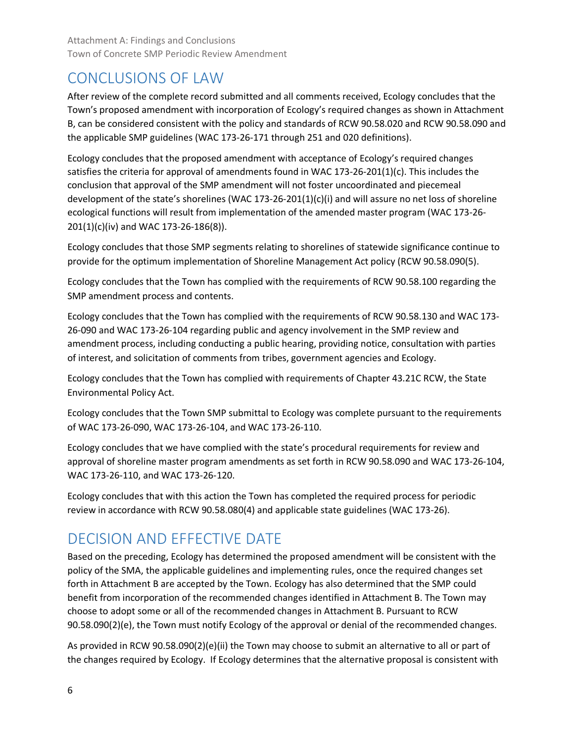## CONCLUSIONS OF LAW

After review of the complete record submitted and all comments received, Ecology concludes that the Town's proposed amendment with incorporation of Ecology's required changes as shown in Attachment B, can be considered consistent with the policy and standards of RCW 90.58.020 and RCW 90.58.090 and the applicable SMP guidelines (WAC 173-26-171 through 251 and 020 definitions).

Ecology concludes that the proposed amendment with acceptance of Ecology's required changes satisfies the criteria for approval of amendments found in WAC 173-26-201(1)(c). This includes the conclusion that approval of the SMP amendment will not foster uncoordinated and piecemeal development of the state's shorelines (WAC 173-26-201(1)(c)(i) and will assure no net loss of shoreline ecological functions will result from implementation of the amended master program (WAC 173-26-201(1)(c)(iv) and WAC 173-26-186(8)).

Ecology concludes that those SMP segments relating to shorelines of statewide significance continue to provide for the optimum implementation of Shoreline Management Act policy (RCW 90.58.090(5).

Ecology concludes that the Town has complied with the requirements of RCW 90.58.100 regarding the SMP amendment process and contents.

Ecology concludes that the Town has complied with the requirements of RCW 90.58.130 and WAC 173-26-090 and WAC 173-26-104 regarding public and agency involvement in the SMP review and amendment process, including conducting a public hearing, providing notice, consultation with parties of interest, and solicitation of comments from tribes, government agencies and Ecology.

Ecology concludes that the Town has complied with requirements of Chapter 43.21C RCW, the State Environmental Policy Act.

Ecology concludes that the Town SMP submittal to Ecology was complete pursuant to the requirements of WAC 173-26-090, WAC 173-26-104, and WAC 173-26-110.

Ecology concludes that we have complied with the state's procedural requirements for review and approval of shoreline master program amendments as set forth in RCW 90.58.090 and WAC 173-26-104, WAC 173-26-110, and WAC 173-26-120.

Ecology concludes that with this action the Town has completed the required process for periodic review in accordance with RCW 90.58.080(4) and applicable state guidelines (WAC 173-26).

## DECISION AND EFFECTIVE DATE

Based on the preceding, Ecology has determined the proposed amendment will be consistent with the policy of the SMA, the applicable guidelines and implementing rules, once the required changes set forth in Attachment B are accepted by the Town. Ecology has also determined that the SMP could benefit from incorporation of the recommended changes identified in Attachment B. The Town may choose to adopt some or all of the recommended changes in Attachment B. Pursuant to RCW 90.58.090(2)(e), the Town must notify Ecology of the approval or denial of the recommended changes.

As provided in RCW 90.58.090(2)(e)(ii) the Town may choose to submit an alternative to all or part of the changes required by Ecology. If Ecology determines that the alternative proposal is consistent with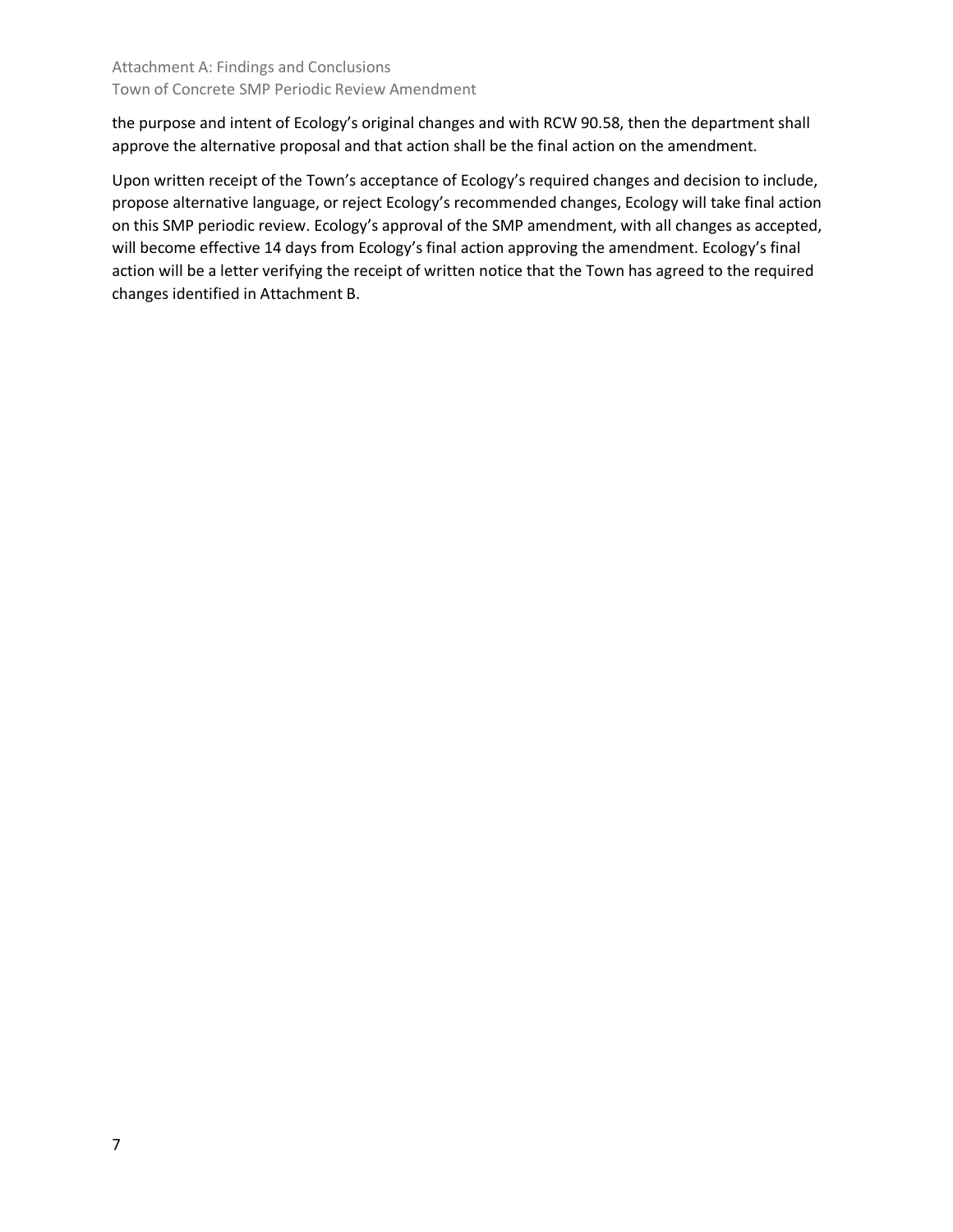the purpose and intent of Ecology's original changes and with RCW 90.58, then the department shall approve the alternative proposal and that action shall be the final action on the amendment.

Upon written receipt of the Town's acceptance of Ecology's required changes and decision to include, propose alternative language, or reject Ecology's recommended changes, Ecology will take final action on this SMP periodic review. Ecology's approval of the SMP amendment, with all changes as accepted, will become effective 14 days from Ecology's final action approving the amendment. Ecology's final action will be a letter verifying the receipt of written notice that the Town has agreed to the required changes identified in Attachment B.